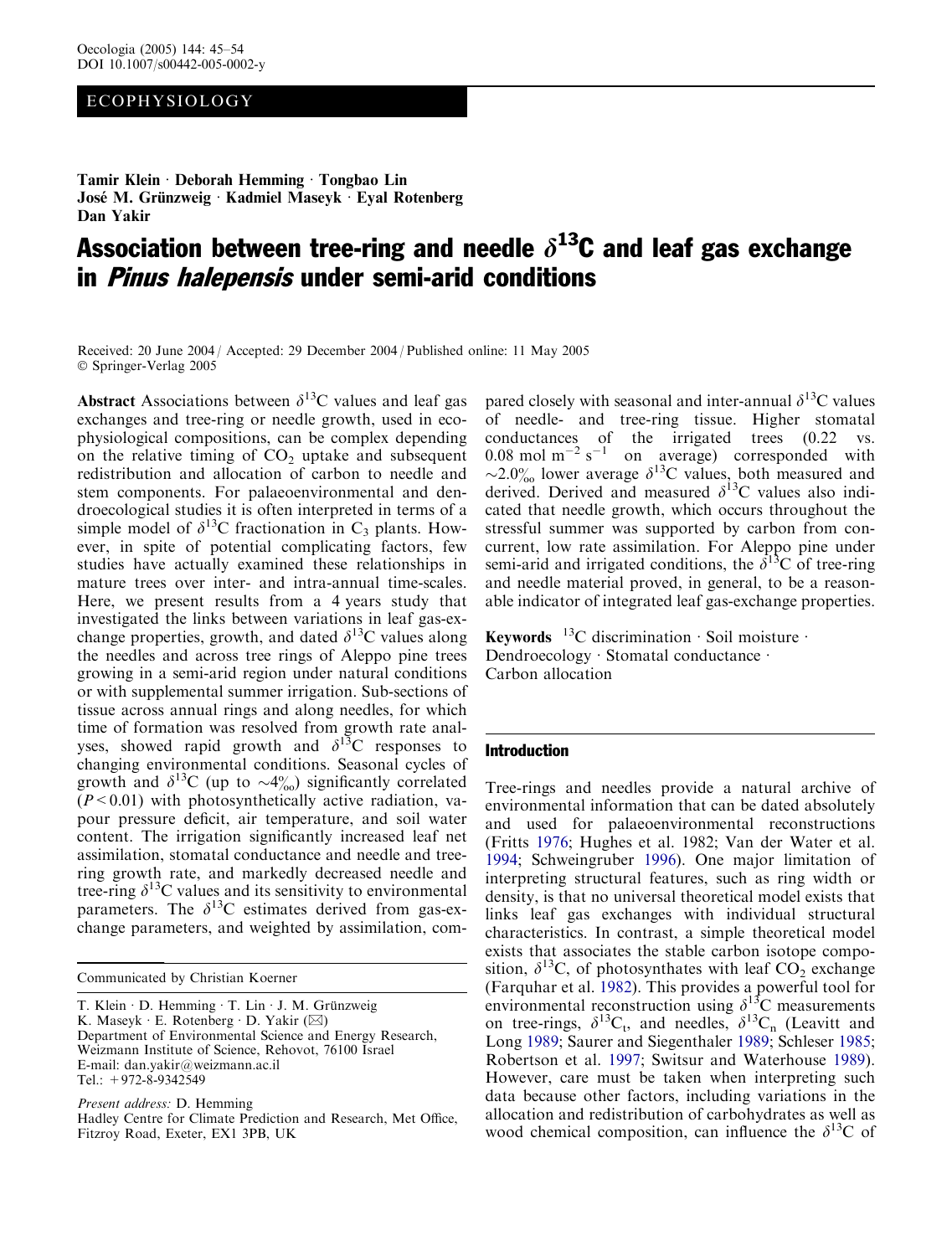ECOPHYSIOLOGY

**Tamir Klein · Deborah Hemming · Tongbao Lin · José M. Grünzweig · Kadmiel Maseyk · Eyal Rotenberg · Dan Yakir**

# Association between tree-ring and needle $\delta^{13}C$ and leaf gas exchange in *Pinus halepensis* under semi-arid conditions

Received: 20 June 2004 / Accepted: 29 December 2004 / Published online: 11 May 2005
© Springer-Verlag 2005

**Abstract** Associations between $\delta^{13}C$ values and leaf gas exchanges and tree-ring or needle growth, used in ecophysiological compositions, can be complex depending on the relative timing of $CO_2$ uptake and subsequent redistribution and allocation of carbon to needle and stem components. For palaeoenvironmental and dendroecological studies it is often interpreted in terms of a simple model of $\delta^{13}C$ fractionation in $C_3$ plants. However, in spite of potential complicating factors, few studies have actually examined these relationships in mature trees over inter- and intra-annual time-scales. Here, we present results from a 4 years study that investigated the links between variations in leaf gas-exchange properties, growth, and dated $\delta^{13}C$ values along the needles and across tree rings of Aleppo pine trees growing in a semi-arid region under natural conditions or with supplemental summer irrigation. Sub-sections of tissue across annual rings and along needles, for which time of formation was resolved from growth rate analyses, showed rapid growth and $\delta^{13}C$ responses to changing environmental conditions. Seasonal cycles of growth and $\delta^{13}C$ (up to ~4‰) significantly correlated ($P < 0.01$) with photosynthetically active radiation, vapour pressure deficit, air temperature, and soil water content. The irrigation significantly increased leaf net assimilation, stomatal conductance and needle and tree-ring growth rate, and markedly decreased needle and tree-ring $\delta^{13}C$ values and its sensitivity to environmental parameters. The $\delta^{13}C$ estimates derived from gas-exchange parameters, and weighted by assimilation, compared closely with seasonal and inter-annual $\delta^{13}C$ values of needle- and tree-ring tissue. Higher stomatal conductances of the irrigated trees (0.22 vs. 0.08 mol $m^{-2}$ $s^{-1}$ on average) corresponded with ~2.0‰ lower average $\delta^{13}C$ values, both measured and derived. Derived and measured $\delta^{13}C$ values also indicated that needle growth, which occurs throughout the stressful summer was supported by carbon from concurrent, low rate assimilation. For Aleppo pine under semi-arid and irrigated conditions, the $\delta^{13}C$ of tree-ring and needle material proved, in general, to be a reasonable indicator of integrated leaf gas-exchange properties.

**Keywords** $^{13}C$ discrimination · Soil moisture · Dendroecology · Stomatal conductance · Carbon allocation

Communicated by Christian Koerner

T. Klein · D. Hemming · T. Lin · J. M. Grünzweig
K. Maseyk · E. Rotenberg · D. Yakir (✉)
Department of Environmental Science and Energy Research, Weizmann Institute of Science, Rehovot, 76100 Israel
E-mail: dan.yakir@weizmann.ac.il
Tel.: +972-8-9342549

*Present address*: D. Hemming
Hadley Centre for Climate Prediction and Research, Met Office, Fitzroy Road, Exeter, EX1 3PB, UK

## Introduction

Tree-rings and needles provide a natural archive of environmental information that can be dated absolutely and used for palaeoenvironmental reconstructions (Fritts 1976; Hughes et al. 1982; Van der Water et al. 1994; Schweingruber 1996). One major limitation of interpreting structural features, such as ring width or density, is that no universal theoretical model exists that links leaf gas exchanges with individual structural characteristics. In contrast, a simple theoretical model exists that associates the stable carbon isotope composition, $\delta^{13}C$, of photosynthates with leaf $CO_2$ exchange (Farquhar et al. 1982). This provides a powerful tool for environmental reconstruction using $\delta^{13}C$ measurements on tree-rings, $\delta^{13}C_t$, and needles, $\delta^{13}C_n$ (Leavitt and Long 1989; Saurer and Siegenthaler 1989; Schleser 1985; Robertson et al. 1997; Switsur and Waterhouse 1989). However, care must be taken when interpreting such data because other factors, including variations in the allocation and redistribution of carbohydrates as well as wood chemical composition, can influence the $\delta^{13}C$ of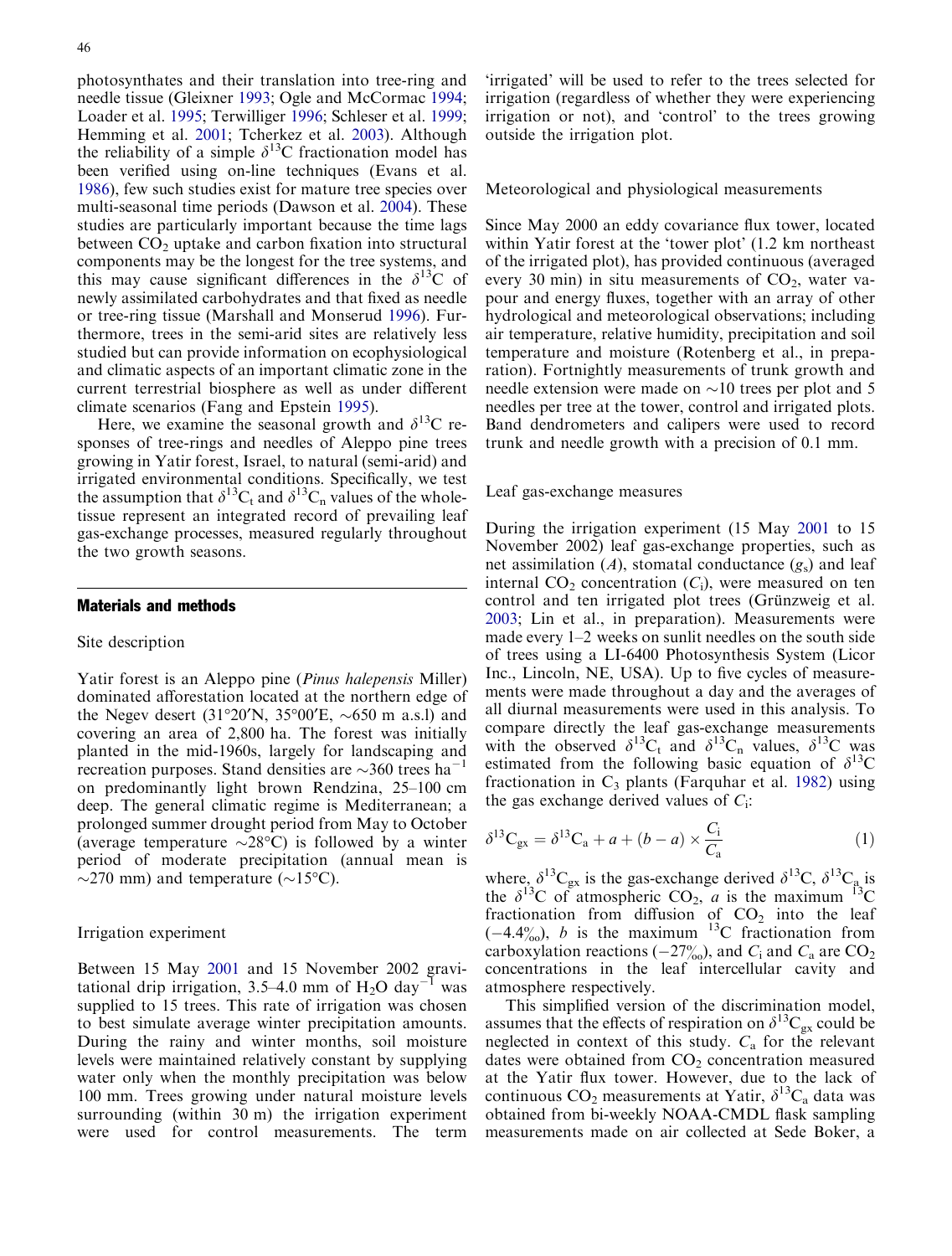photosynthates and their translation into tree-ring and needle tissue (Gleixner 1993; Ogle and McCormac 1994; Loader et al. 1995; Terwilliger 1996; Schleser et al. 1999; Hemming et al. 2001; Tcherkez et al. 2003). Although the reliability of a simple $\delta^{13}C$ fractionation model has been verified using on-line techniques (Evans et al. 1986), few such studies exist for mature tree species over multi-seasonal time periods (Dawson et al. 2004). These studies are particularly important because the time lags between $CO_2$ uptake and carbon fixation into structural components may be the longest for the tree systems, and this may cause significant differences in the $\delta^{13}C$ of newly assimilated carbohydrates and that fixed as needle or tree-ring tissue (Marshall and Monserud 1996). Furthermore, trees in the semi-arid sites are relatively less studied but can provide information on ecophysiological and climatic aspects of an important climatic zone in the current terrestrial biosphere as well as under different climate scenarios (Fang and Epstein 1995).

Here, we examine the seasonal growth and $\delta^{13}C$ responses of tree-rings and needles of Aleppo pine trees growing in Yatir forest, Israel, to natural (semi-arid) and irrigated environmental conditions. Specifically, we test the assumption that $\delta^{13}C_t$ and $\delta^{13}C_n$ values of the whole-tissue represent an integrated record of prevailing leaf gas-exchange processes, measured regularly throughout the two growth seasons.

## Materials and methods

### Site description

Yatir forest is an Aleppo pine (*Pinus halepensis* Miller) dominated afforestation located at the northern edge of the Negev desert (31°20′N, 35°00′E, ~650 m a.s.l) and covering an area of 2,800 ha. The forest was initially planted in the mid-1960s, largely for landscaping and recreation purposes. Stand densities are ~360 trees $ha^{-1}$ on predominantly light brown Rendzina, 25–100 cm deep. The general climatic regime is Mediterranean; a prolonged summer drought period from May to October (average temperature ~28°C) is followed by a winter period of moderate precipitation (annual mean is ~270 mm) and temperature (~15°C).

### Irrigation experiment

Between 15 May 2001 and 15 November 2002 gravitational drip irrigation, 3.5–4.0 mm of $H_2O$ $day^{-1}$ was supplied to 15 trees. This rate of irrigation was chosen to best simulate average winter precipitation amounts. During the rainy and winter months, soil moisture levels were maintained relatively constant by supplying water only when the monthly precipitation was below 100 mm. Trees growing under natural moisture levels surrounding (within 30 m) the irrigation experiment were used for control measurements. The term 'irrigated' will be used to refer to the trees selected for irrigation (regardless of whether they were experiencing irrigation or not), and 'control' to the trees growing outside the irrigation plot.

### Meteorological and physiological measurements

Since May 2000 an eddy covariance flux tower, located within Yatir forest at the 'tower plot' (1.2 km northeast of the irrigated plot), has provided continuous (averaged every 30 min) in situ measurements of $CO_2$, water vapour and energy fluxes, together with an array of other hydrological and meteorological observations; including air temperature, relative humidity, precipitation and soil temperature and moisture (Rotenberg et al., in preparation). Fortnightly measurements of trunk growth and needle extension were made on ~10 trees per plot and 5 needles per tree at the tower, control and irrigated plots. Band dendrometers and calipers were used to record trunk and needle growth with a precision of 0.1 mm.

### Leaf gas-exchange measures

During the irrigation experiment (15 May 2001 to 15 November 2002) leaf gas-exchange properties, such as net assimilation ($A$), stomatal conductance ($g_s$) and leaf internal $CO_2$ concentration ($C_i$), were measured on ten control and ten irrigated plot trees (Grünzweig et al. 2003; Lin et al., in preparation). Measurements were made every 1–2 weeks on sunlit needles on the south side of trees using a LI-6400 Photosynthesis System (Licor Inc., Lincoln, NE, USA). Up to five cycles of measurements were made throughout a day and the averages of all diurnal measurements were used in this analysis. To compare directly the leaf gas-exchange measurements with the observed $\delta^{13}C_t$ and $\delta^{13}C_n$ values, $\delta^{13}C$ was estimated from the following basic equation of $\delta^{13}C$ fractionation in $C_3$ plants (Farquhar et al. 1982) using the gas exchange derived values of $C_i$:

$$\delta^{13}C_{gx} = \delta^{13}C_a + a + (b - a) \times \frac{C_i}{C_a} \quad (1)$$

where, $\delta^{13}C_{gx}$ is the gas-exchange derived $\delta^{13}C$, $\delta^{13}C_a$ is the $\delta^{13}C$ of atmospheric $CO_2$, $a$ is the maximum $^{13}C$ fractionation from diffusion of $CO_2$ into the leaf (−4.4‰), $b$ is the maximum $^{13}C$ fractionation from carboxylation reactions (−27‰), and $C_i$ and $C_a$ are $CO_2$ concentrations in the leaf intercellular cavity and atmosphere respectively.

This simplified version of the discrimination model, assumes that the effects of respiration on $\delta^{13}C_{gx}$ could be neglected in context of this study. $C_a$ for the relevant dates were obtained from $CO_2$ concentration measured at the Yatir flux tower. However, due to the lack of continuous $CO_2$ measurements at Yatir, $\delta^{13}C_a$ data was obtained from bi-weekly NOAA-CMDL flask sampling measurements made on air collected at Sede Boker, a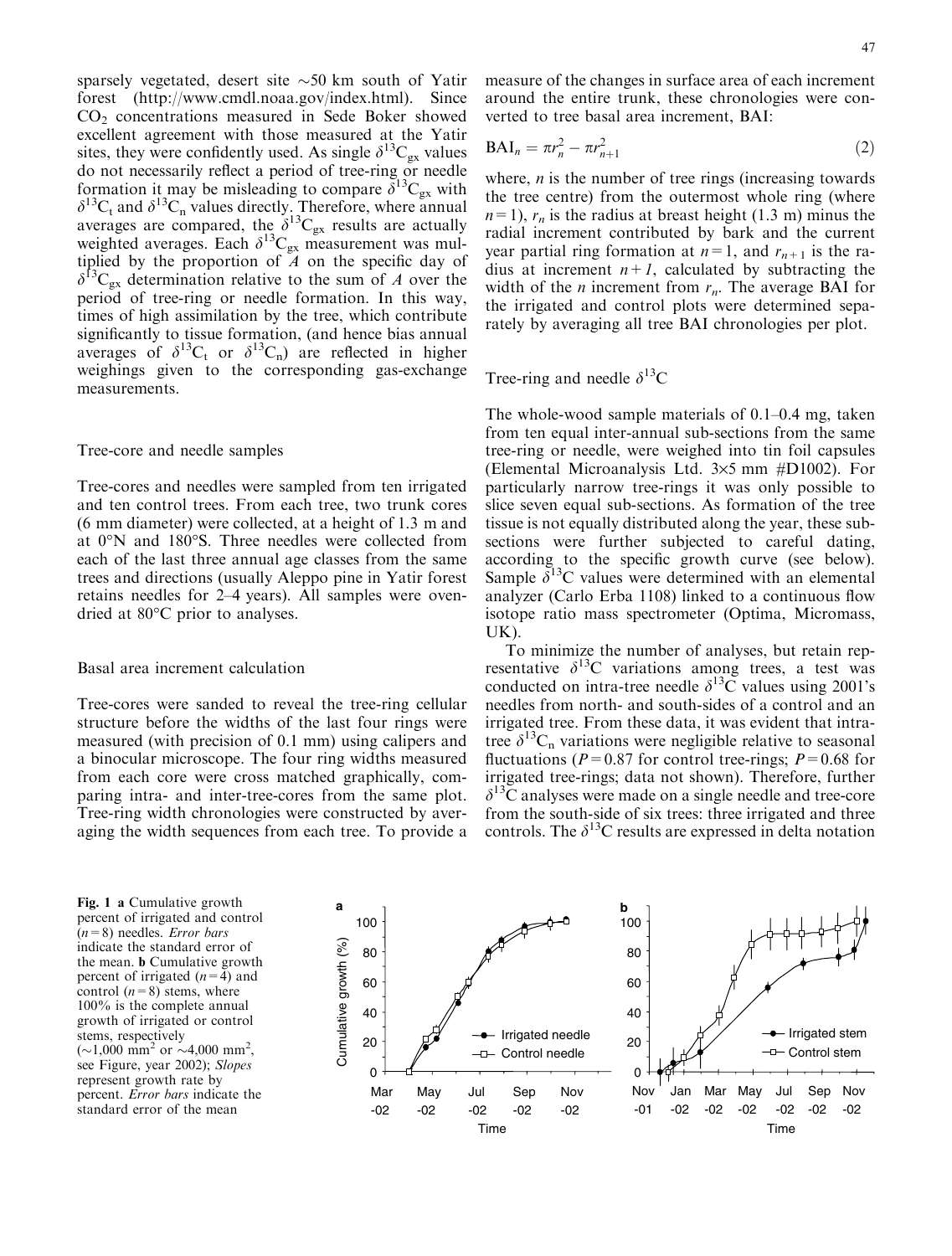sparsely vegetated, desert site ~50 km south of Yatir forest (http://www.cmdl.noaa.gov/index.html). Since $CO_2$ concentrations measured in Sede Boker showed excellent agreement with those measured at the Yatir sites, they were confidently used. As single $\delta^{13}C_{gx}$ values do not necessarily reflect a period of tree-ring or needle formation it may be misleading to compare $\delta^{13}C_{gx}$ with $\delta^{13}C_t$ and $\delta^{13}C_n$ values directly. Therefore, where annual averages are compared, the $\delta^{13}C_{gx}$ results are actually weighted averages. Each $\delta^{13}C_{gx}$ measurement was multiplied by the proportion of $A$ on the specific day of $\delta^{13}C_{gx}$ determination relative to the sum of $A$ over the period of tree-ring or needle formation. In this way, times of high assimilation by the tree, which contribute significantly to tissue formation, (and hence bias annual averages of $\delta^{13}C_t$ or $\delta^{13}C_n$) are reflected in higher weighings given to the corresponding gas-exchange measurements.

## Tree-core and needle samples

Tree-cores and needles were sampled from ten irrigated and ten control trees. From each tree, two trunk cores (6 mm diameter) were collected, at a height of 1.3 m and at 0°N and 180°S. Three needles were collected from each of the last three annual age classes from the same trees and directions (usually Aleppo pine in Yatir forest retains needles for 2–4 years). All samples were oven-dried at 80°C prior to analyses.

## Basal area increment calculation

Tree-cores were sanded to reveal the tree-ring cellular structure before the widths of the last four rings were measured (with precision of 0.1 mm) using calipers and a binocular microscope. The four ring widths measured from each core were cross matched graphically, comparing intra- and inter-tree-cores from the same plot. Tree-ring width chronologies were constructed by averaging the width sequences from each tree. To provide a measure of the changes in surface area of each increment around the entire trunk, these chronologies were converted to tree basal area increment, BAI:

$$\mathrm{BAI}_n = \pi r_n^2 - \pi r_{n+1}^2 \qquad (2)$$

where, $n$ is the number of tree rings (increasing towards the tree centre) from the outermost whole ring (where $n=1$), $r_n$ is the radius at breast height (1.3 m) minus the radial increment contributed by bark and the current year partial ring formation at $n=1$, and $r_{n+1}$ is the radius at increment $n+1$, calculated by subtracting the width of the $n$ increment from $r_n$. The average BAI for the irrigated and control plots were determined separately by averaging all tree BAI chronologies per plot.

## Tree-ring and needle $\delta^{13}C$

The whole-wood sample materials of 0.1–0.4 mg, taken from ten equal inter-annual sub-sections from the same tree-ring or needle, were weighed into tin foil capsules (Elemental Microanalysis Ltd. 3×5 mm #D1002). For particularly narrow tree-rings it was only possible to slice seven equal sub-sections. As formation of the tree tissue is not equally distributed along the year, these sub-sections were further subjected to careful dating, according to the specific growth curve (see below). Sample $\delta^{13}C$ values were determined with an elemental analyzer (Carlo Erba 1108) linked to a continuous flow isotope ratio mass spectrometer (Optima, Micromass, UK).

To minimize the number of analyses, but retain representative $\delta^{13}C$ variations among trees, a test was conducted on intra-tree needle $\delta^{13}C$ values using 2001's needles from north- and south-sides of a control and an irrigated tree. From these data, it was evident that intra-tree $\delta^{13}C_n$ variations were negligible relative to seasonal fluctuations ($P=0.87$ for control tree-rings; $P=0.68$ for irrigated tree-rings; data not shown). Therefore, further $\delta^{13}C$ analyses were made on a single needle and tree-core from the south-side of six trees: three irrigated and three controls. The $\delta^{13}C$ results are expressed in delta notation

**Fig. 1** **a** Cumulative growth percent of irrigated and control ($n=8$) needles. *Error bars* indicate the standard error of the mean. **b** Cumulative growth percent of irrigated ($n=4$) and control ($n=8$) stems, where 100% is the complete annual growth of irrigated or control stems, respectively (~1,000 mm² or ~4,000 mm², see Figure, year 2002); *Slopes* represent growth rate by percent. *Error bars* indicate the standard error of the mean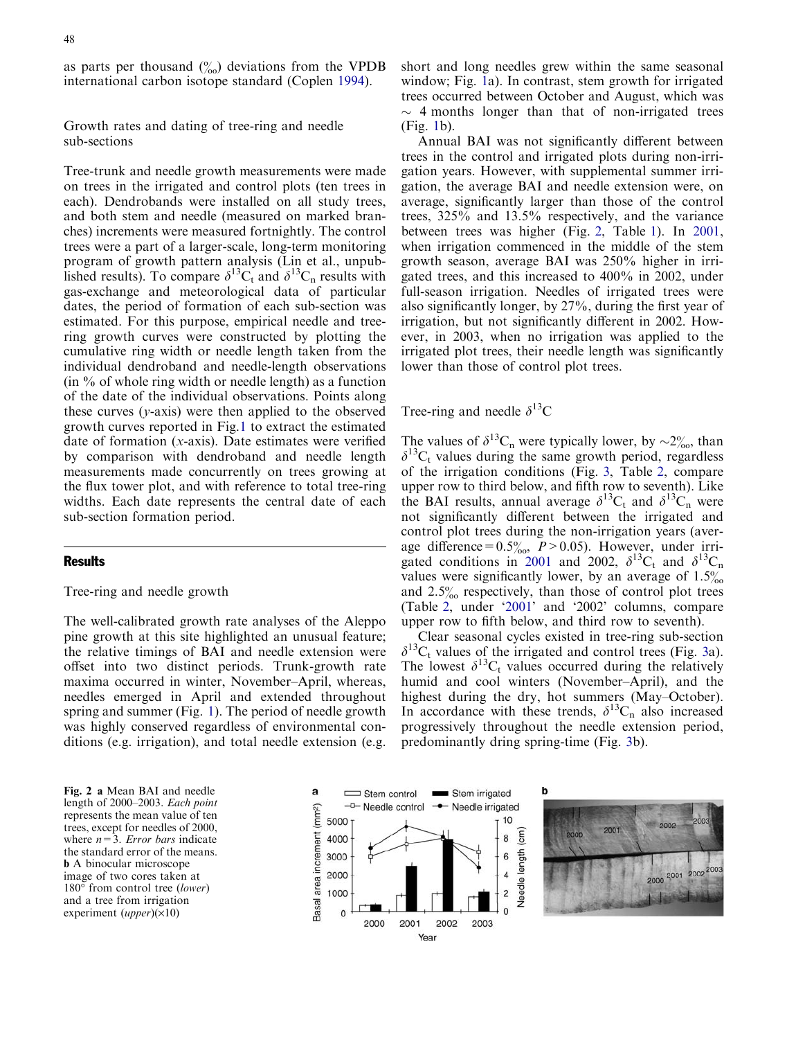as parts per thousand (‰) deviations from the VPDB international carbon isotope standard (Coplen 1994).

### Growth rates and dating of tree-ring and needle sub-sections

Tree-trunk and needle growth measurements were made on trees in the irrigated and control plots (ten trees in each). Dendrobands were installed on all study trees, and both stem and needle (measured on marked branches) increments were measured fortnightly. The control trees were a part of a larger-scale, long-term monitoring program of growth pattern analysis (Lin et al., unpublished results). To compare $\delta^{13}C_t$ and $\delta^{13}C_n$ results with gas-exchange and meteorological data of particular dates, the period of formation of each sub-section was estimated. For this purpose, empirical needle and tree-ring growth curves were constructed by plotting the cumulative ring width or needle length taken from the individual dendroband and needle-length observations (in % of whole ring width or needle length) as a function of the date of the individual observations. Points along these curves (*y*-axis) were then applied to the observed growth curves reported in Fig.1 to extract the estimated date of formation (*x*-axis). Date estimates were verified by comparison with dendroband and needle length measurements made concurrently on trees growing at the flux tower plot, and with reference to total tree-ring widths. Each date represents the central date of each sub-section formation period.

## Results

### Tree-ring and needle growth

The well-calibrated growth rate analyses of the Aleppo pine growth at this site highlighted an unusual feature; the relative timings of BAI and needle extension were offset into two distinct periods. Trunk-growth rate maxima occurred in winter, November–April, whereas, needles emerged in April and extended throughout spring and summer (Fig. 1). The period of needle growth was highly conserved regardless of environmental conditions (e.g. irrigation), and total needle extension (e.g. short and long needles grew within the same seasonal window; Fig. 1a). In contrast, stem growth for irrigated trees occurred between October and August, which was ~ 4 months longer than that of non-irrigated trees (Fig. 1b).

Annual BAI was not significantly different between trees in the control and irrigated plots during non-irrigation years. However, with supplemental summer irrigation, the average BAI and needle extension were, on average, significantly larger than those of the control trees, 325% and 13.5% respectively, and the variance between trees was higher (Fig. 2, Table 1). In 2001, when irrigation commenced in the middle of the stem growth season, average BAI was 250% higher in irrigated trees, and this increased to 400% in 2002, under full-season irrigation. Needles of irrigated trees were also significantly longer, by 27%, during the first year of irrigation, but not significantly different in 2002. However, in 2003, when no irrigation was applied to the irrigated plot trees, their needle length was significantly lower than those of control plot trees.

### Tree-ring and needle $\delta^{13}C$

The values of $\delta^{13}C_n$ were typically lower, by ~2‰, than $\delta^{13}C_t$ values during the same growth period, regardless of the irrigation conditions (Fig. 3, Table 2, compare upper row to third below, and fifth row to seventh). Like the BAI results, annual average $\delta^{13}C_t$ and $\delta^{13}C_n$ were not significantly different between the irrigated and control plot trees during the non-irrigation years (average difference = 0.5‰, $P > 0.05$). However, under irrigated conditions in 2001 and 2002, $\delta^{13}C_t$ and $\delta^{13}C_n$ values were significantly lower, by an average of 1.5‰ and 2.5‰ respectively, than those of control plot trees (Table 2, under '2001' and '2002' columns, compare upper row to fifth below, and third row to seventh).

Clear seasonal cycles existed in tree-ring sub-section $\delta^{13}C_t$ values of the irrigated and control trees (Fig. 3a). The lowest $\delta^{13}C_t$ values occurred during the relatively humid and cool winters (November–April), and the highest during the dry, hot summers (May–October). In accordance with these trends, $\delta^{13}C_n$ also increased progressively throughout the needle extension period, predominantly dring spring-time (Fig. 3b).

**Fig. 2** **a** Mean BAI and needle length of 2000–2003. *Each point* represents the mean value of ten trees, except for needles of 2000, where $n = 3$. *Error bars* indicate the standard error of the means. **b** A binocular microscope image of two cores taken at 180° from control tree (*lower*) and a tree from irrigation experiment (*upper*)(×10)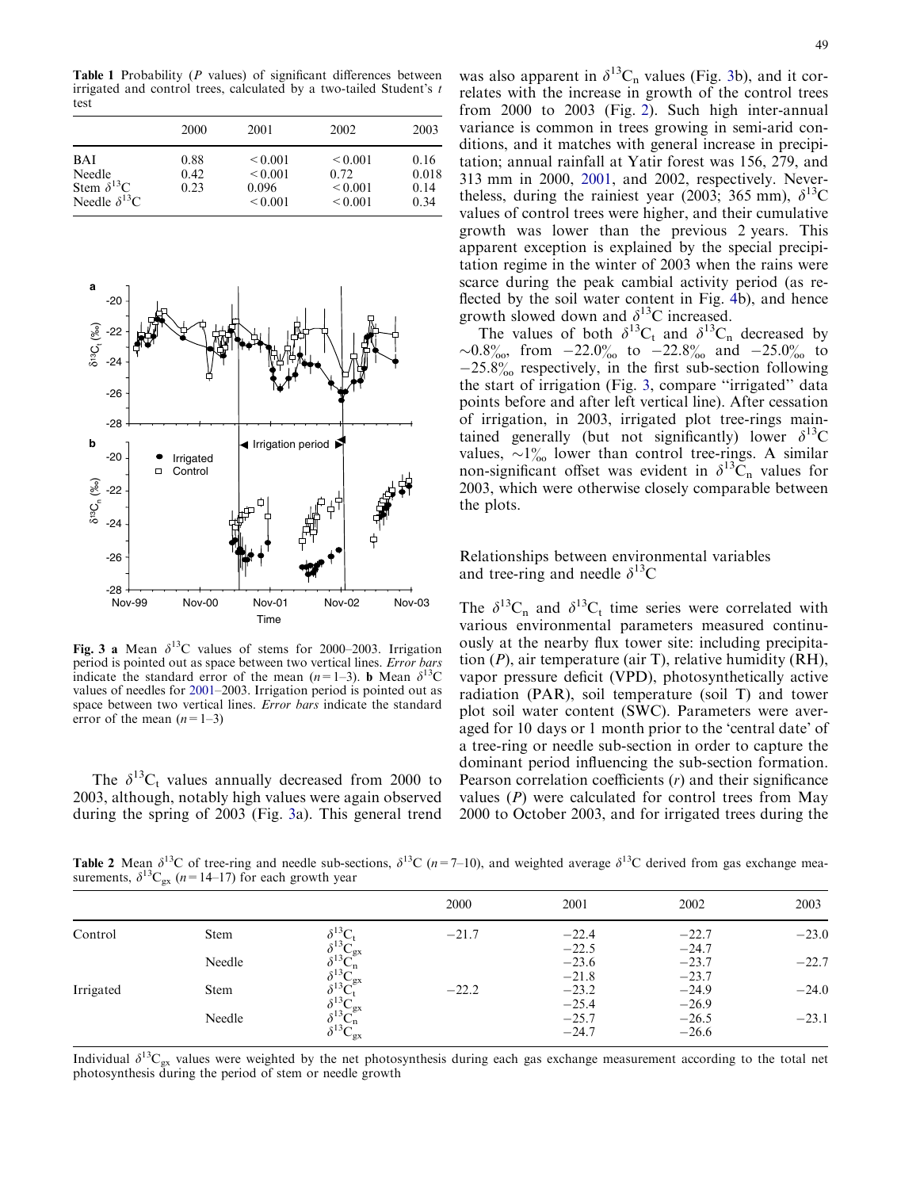**Table 1** Probability (*P* values) of significant differences between irrigated and control trees, calculated by a two-tailed Student's *t* test

| | 2000 | 2001 | 2002 | 2003 |
|---|---|---|---|---|
| BAI | 0.88 | < 0.001 | < 0.001 | 0.16 |
| Needle | 0.42 | < 0.001 | 0.72 | 0.018 |
| Stem $\delta^{13}C$ | 0.23 | 0.096 | < 0.001 | 0.14 |
| Needle $\delta^{13}C$ | | < 0.001 | < 0.001 | 0.34 |

**Fig. 3 a** Mean $\delta^{13}C$ values of stems for 2000–2003. Irrigation period is pointed out as space between two vertical lines. *Error bars* indicate the standard error of the mean ($n$=1–3). **b** Mean $\delta^{13}C$ values of needles for 2001–2003. Irrigation period is pointed out as space between two vertical lines. *Error bars* indicate the standard error of the mean ($n$=1–3)

The $\delta^{13}C_t$ values annually decreased from 2000 to 2003, although, notably high values were again observed during the spring of 2003 (Fig. 3a). This general trend was also apparent in $\delta^{13}C_n$ values (Fig. 3b), and it correlates with the increase in growth of the control trees from 2000 to 2003 (Fig. 2). Such high inter-annual variance is common in trees growing in semi-arid conditions, and it matches with general increase in precipitation; annual rainfall at Yatir forest was 156, 279, and 313 mm in 2000, 2001, and 2002, respectively. Nevertheless, during the rainiest year (2003; 365 mm), $\delta^{13}C$ values of control trees were higher, and their cumulative growth was lower than the previous 2 years. This apparent exception is explained by the special precipitation regime in the winter of 2003 when the rains were scarce during the peak cambial activity period (as reflected by the soil water content in Fig. 4b), and hence growth slowed down and $\delta^{13}C$ increased.

The values of both $\delta^{13}C_t$ and $\delta^{13}C_n$ decreased by ~0.8‰, from −22.0‰ to −22.8‰ and −25.0‰ to −25.8‰ respectively, in the first sub-section following the start of irrigation (Fig. 3, compare "irrigated" data points before and after left vertical line). After cessation of irrigation, in 2003, irrigated plot tree-rings maintained generally (but not significantly) lower $\delta^{13}C$ values, ~1‰ lower than control tree-rings. A similar non-significant offset was evident in $\delta^{13}C_n$ values for 2003, which were otherwise closely comparable between the plots.

## Relationships between environmental variables and tree-ring and needle $\delta^{13}C$

The $\delta^{13}C_n$ and $\delta^{13}C_t$ time series were correlated with various environmental parameters measured continuously at the nearby flux tower site: including precipitation (*P*), air temperature (air T), relative humidity (RH), vapor pressure deficit (VPD), photosynthetically active radiation (PAR), soil temperature (soil T) and tower plot soil water content (SWC). Parameters were averaged for 10 days or 1 month prior to the 'central date' of a tree-ring or needle sub-section in order to capture the dominant period influencing the sub-section formation. Pearson correlation coefficients (*r*) and their significance values (*P*) were calculated for control trees from May 2000 to October 2003, and for irrigated trees during the

**Table 2** Mean $\delta^{13}C$ of tree-ring and needle sub-sections, $\delta^{13}C$ ($n$=7–10), and weighted average $\delta^{13}C$ derived from gas exchange measurements, $\delta^{13}C_{gx}$ ($n$=14–17) for each growth year

| | | | 2000 | 2001 | 2002 | 2003 |
|---|---|---|---|---|---|---|
| Control | Stem | $\delta^{13}C_t$ | −21.7 | −22.4 | −22.7 | −23.0 |
| | | $\delta^{13}C_{gx}$ | | −22.5 | −24.7 | |
| | Needle | $\delta^{13}C_n$ | | −23.6 | −23.7 | −22.7 |
| | | $\delta^{13}C_{gx}$ | | −21.8 | −23.7 | |
| Irrigated | Stem | $\delta^{13}C_t$ | −22.2 | −23.2 | −24.9 | −24.0 |
| | | $\delta^{13}C_{gx}$ | | −25.4 | −26.9 | |
| | Needle | $\delta^{13}C_n$ | | −25.7 | −26.5 | −23.1 |
| | | $\delta^{13}C_{gx}$ | | −24.7 | −26.6 | |

Individual $\delta^{13}C_{gx}$ values were weighted by the net photosynthesis during each gas exchange measurement according to the total net photosynthesis during the period of stem or needle growth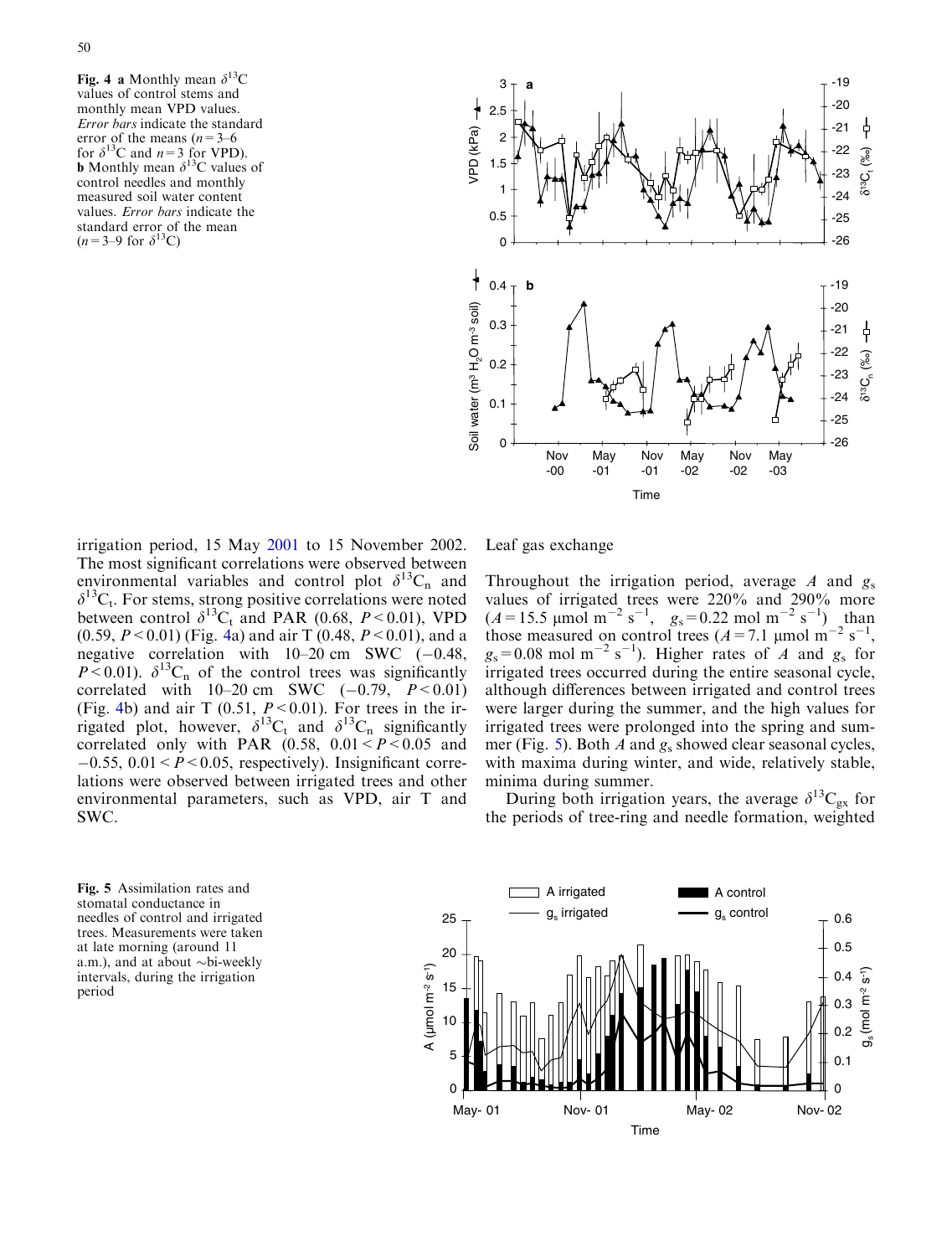**Fig. 4** **a** Monthly mean $\delta^{13}C$ values of control stems and monthly mean VPD values. *Error bars* indicate the standard error of the means ($n=3$–6 for $\delta^{13}C$ and $n=3$ for VPD). **b** Monthly mean $\delta^{13}C$ values of control needles and monthly measured soil water content values. *Error bars* indicate the standard error of the mean ($n=3$–9 for $\delta^{13}C$)

irrigation period, 15 May 2001 to 15 November 2002. The most significant correlations were observed between environmental variables and control plot $\delta^{13}C_n$ and $\delta^{13}C_t$. For stems, strong positive correlations were noted between control $\delta^{13}C_t$ and PAR (0.68, $P<0.01$), VPD (0.59, $P<0.01$) (Fig. 4a) and air T (0.48, $P<0.01$), and a negative correlation with 10–20 cm SWC (−0.48, $P<0.01$). $\delta^{13}C_n$ of the control trees was significantly correlated with 10–20 cm SWC (−0.79, $P<0.01$) (Fig. 4b) and air T (0.51, $P<0.01$). For trees in the irrigated plot, however, $\delta^{13}C_t$ and $\delta^{13}C_n$ significantly correlated only with PAR (0.58, $0.01<P<0.05$ and −0.55, $0.01<P<0.05$, respectively). Insignificant correlations were observed between irrigated trees and other environmental parameters, such as VPD, air T and SWC.

Leaf gas exchange

Throughout the irrigation period, average $A$ and $g_s$ values of irrigated trees were 220% and 290% more ($A=15.5$ μmol $m^{-2}$ $s^{-1}$, $g_s=0.22$ mol $m^{-2}$ $s^{-1}$) than those measured on control trees ($A=7.1$ μmol $m^{-2}$ $s^{-1}$, $g_s=0.08$ mol $m^{-2}$ $s^{-1}$). Higher rates of $A$ and $g_s$ for irrigated trees occurred during the entire seasonal cycle, although differences between irrigated and control trees were larger during the summer, and the high values for irrigated trees were prolonged into the spring and summer (Fig. 5). Both $A$ and $g_s$ showed clear seasonal cycles, with maxima during winter, and wide, relatively stable, minima during summer.

During both irrigation years, the average $\delta^{13}C_{gx}$ for the periods of tree-ring and needle formation, weighted

**Fig. 5** Assimilation rates and stomatal conductance in needles of control and irrigated trees. Measurements were taken at late morning (around 11 a.m.), and at about ~bi-weekly intervals, during the irrigation period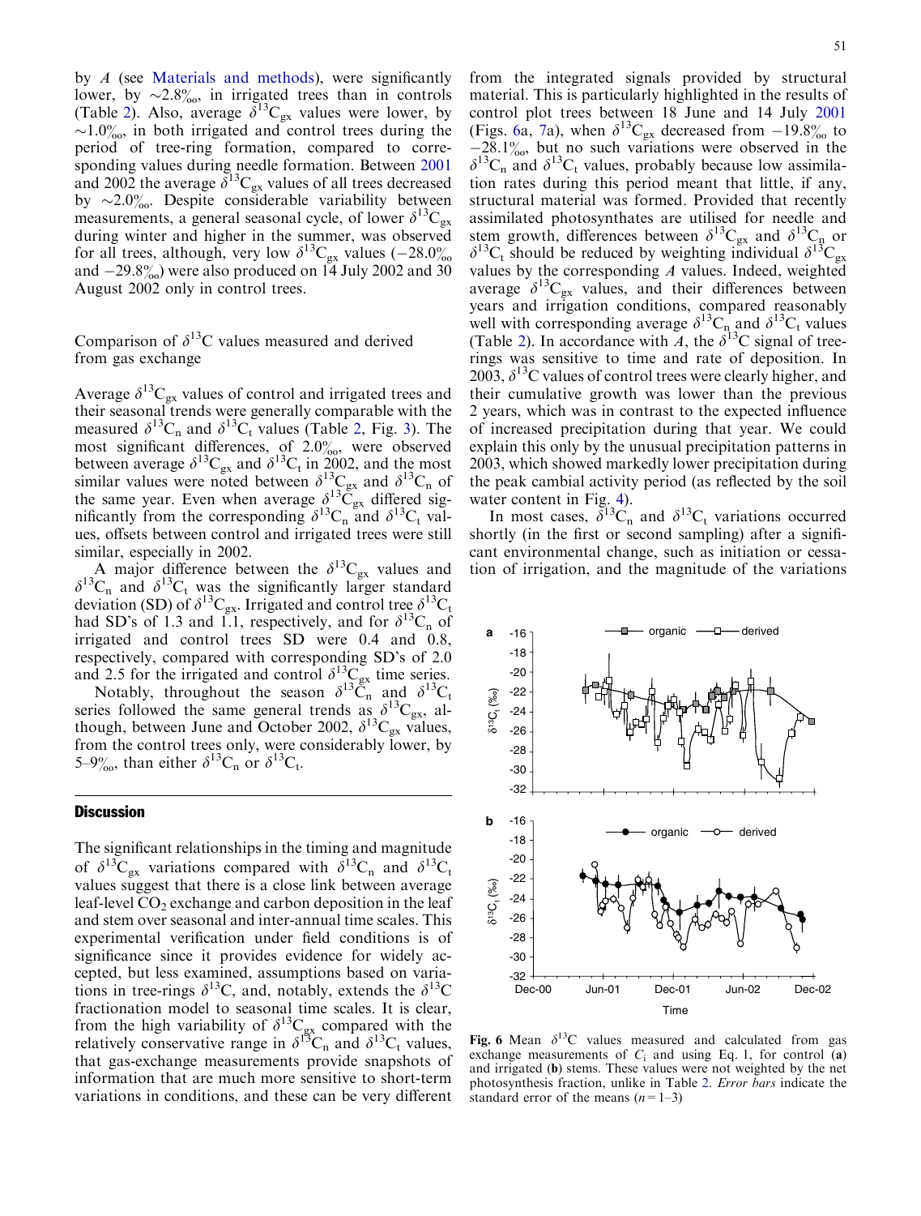by $A$ (see Materials and methods), were significantly lower, by ~2.8‰, in irrigated trees than in controls (Table 2). Also, average $\delta^{13}C_{gx}$ values were lower, by ~1.0‰, in both irrigated and control trees during the period of tree-ring formation, compared to corresponding values during needle formation. Between 2001 and 2002 the average $\delta^{13}C_{gx}$ values of all trees decreased by ~2.0‰. Despite considerable variability between measurements, a general seasonal cycle, of lower $\delta^{13}C_{gx}$ during winter and higher in the summer, was observed for all trees, although, very low $\delta^{13}C_{gx}$ values (−28.0‰ and −29.8‰) were also produced on 14 July 2002 and 30 August 2002 only in control trees.

## Comparison of $\delta^{13}C$ values measured and derived from gas exchange

Average $\delta^{13}C_{gx}$ values of control and irrigated trees and their seasonal trends were generally comparable with the measured $\delta^{13}C_n$ and $\delta^{13}C_t$ values (Table 2, Fig. 3). The most significant differences, of 2.0‰, were observed between average $\delta^{13}C_{gx}$ and $\delta^{13}C_t$ in 2002, and the most similar values were noted between $\delta^{13}C_{gx}$ and $\delta^{13}C_n$ of the same year. Even when average $\delta^{13}C_{gx}$ differed significantly from the corresponding $\delta^{13}C_n$ and $\delta^{13}C_t$ values, offsets between control and irrigated trees were still similar, especially in 2002.

A major difference between the $\delta^{13}C_{gx}$ values and $\delta^{13}C_n$ and $\delta^{13}C_t$ was the significantly larger standard deviation (SD) of $\delta^{13}C_{gx}$. Irrigated and control tree $\delta^{13}C_t$ had SD's of 1.3 and 1.1, respectively, and for $\delta^{13}C_n$ of irrigated and control trees SD were 0.4 and 0.8, respectively, compared with corresponding SD's of 2.0 and 2.5 for the irrigated and control $\delta^{13}C_{gx}$ time series.

Notably, throughout the season $\delta^{13}C_n$ and $\delta^{13}C_t$ series followed the same general trends as $\delta^{13}C_{gx}$, although, between June and October 2002, $\delta^{13}C_{gx}$ values, from the control trees only, were considerably lower, by 5–9‰, than either $\delta^{13}C_n$ or $\delta^{13}C_t$.

## Discussion

The significant relationships in the timing and magnitude of $\delta^{13}C_{gx}$ variations compared with $\delta^{13}C_n$ and $\delta^{13}C_t$ values suggest that there is a close link between average leaf-level $CO_2$ exchange and carbon deposition in the leaf and stem over seasonal and inter-annual time scales. This experimental verification under field conditions is of significance since it provides evidence for widely accepted, but less examined, assumptions based on variations in tree-rings $\delta^{13}C$, and, notably, extends the $\delta^{13}C$ fractionation model to seasonal time scales. It is clear, from the high variability of $\delta^{13}C_{gx}$ compared with the relatively conservative range in $\delta^{13}C_n$ and $\delta^{13}C_t$ values, that gas-exchange measurements provide snapshots of information that are much more sensitive to short-term variations in conditions, and these can be very different from the integrated signals provided by structural material. This is particularly highlighted in the results of control plot trees between 18 June and 14 July 2001 (Figs. 6a, 7a), when $\delta^{13}C_{gx}$ decreased from −19.8‰ to −28.1‰, but no such variations were observed in the $\delta^{13}C_n$ and $\delta^{13}C_t$ values, probably because low assimilation rates during this period meant that little, if any, structural material was formed. Provided that recently assimilated photosynthates are utilised for needle and stem growth, differences between $\delta^{13}C_{gx}$ and $\delta^{13}C_n$ or $\delta^{13}C_t$ should be reduced by weighting individual $\delta^{13}C_{gx}$ values by the corresponding $A$ values. Indeed, weighted average $\delta^{13}C_{gx}$ values, and their differences between years and irrigation conditions, compared reasonably well with corresponding average $\delta^{13}C_n$ and $\delta^{13}C_t$ values (Table 2). In accordance with $A$, the $\delta^{13}C$ signal of tree-rings was sensitive to time and rate of deposition. In 2003, $\delta^{13}C$ values of control trees were clearly higher, and their cumulative growth was lower than the previous 2 years, which was in contrast to the expected influence of increased precipitation during that year. We could explain this only by the unusual precipitation patterns in 2003, which showed markedly lower precipitation during the peak cambial activity period (as reflected by the soil water content in Fig. 4).

In most cases, $\delta^{13}C_n$ and $\delta^{13}C_t$ variations occurred shortly (in the first or second sampling) after a significant environmental change, such as initiation or cessation of irrigation, and the magnitude of the variations

**Fig. 6** Mean $\delta^{13}C$ values measured and calculated from gas exchange measurements of $C_i$ and using Eq. 1, for control (**a**) and irrigated (**b**) stems. These values were not weighted by the net photosynthesis fraction, unlike in Table 2. *Error bars* indicate the standard error of the means ($n = 1$–$3$)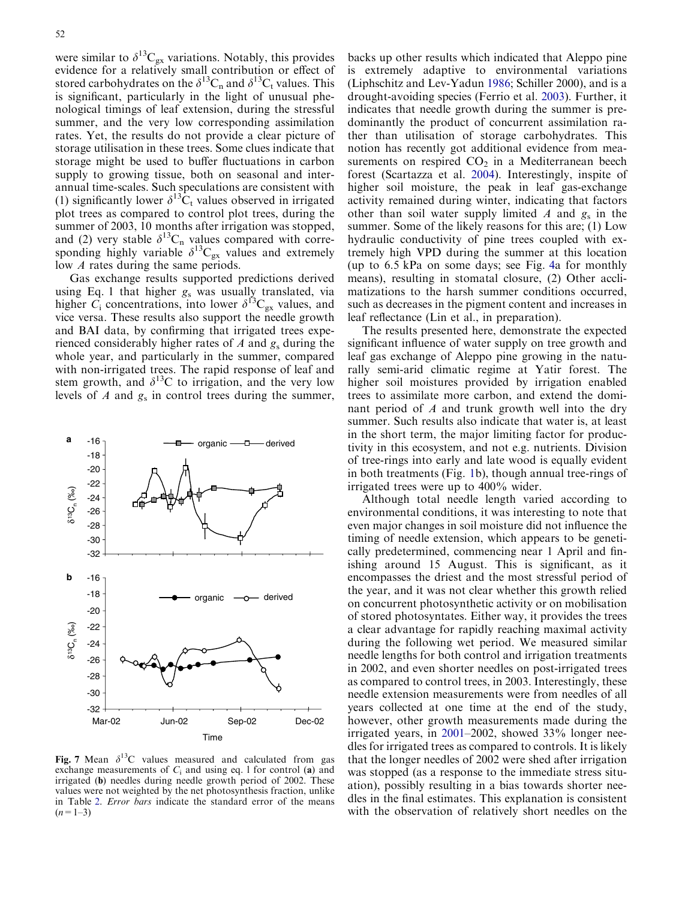were similar to $\delta^{13}C_{gx}$ variations. Notably, this provides evidence for a relatively small contribution or effect of stored carbohydrates on the $\delta^{13}C_n$ and $\delta^{13}C_t$ values. This is significant, particularly in the light of unusual phenological timings of leaf extension, during the stressful summer, and the very low corresponding assimilation rates. Yet, the results do not provide a clear picture of storage utilisation in these trees. Some clues indicate that storage might be used to buffer fluctuations in carbon supply to growing tissue, both on seasonal and inter-annual time-scales. Such speculations are consistent with (1) significantly lower $\delta^{13}C_t$ values observed in irrigated plot trees as compared to control plot trees, during the summer of 2003, 10 months after irrigation was stopped, and (2) very stable $\delta^{13}C_n$ values compared with corresponding highly variable $\delta^{13}C_{gx}$ values and extremely low $A$ rates during the same periods.

Gas exchange results supported predictions derived using Eq. 1 that higher $g_s$ was usually translated, via higher $C_i$ concentrations, into lower $\delta^{13}C_{gx}$ values, and vice versa. These results also support the needle growth and BAI data, by confirming that irrigated trees experienced considerably higher rates of $A$ and $g_s$ during the whole year, and particularly in the summer, compared with non-irrigated trees. The rapid response of leaf and stem growth, and $\delta^{13}C$ to irrigation, and the very low levels of $A$ and $g_s$ in control trees during the summer,

**Fig. 7** Mean $\delta^{13}C$ values measured and calculated from gas exchange measurements of $C_i$ and using eq. 1 for control (**a**) and irrigated (**b**) needles during needle growth period of 2002. These values were not weighted by the net photosynthesis fraction, unlike in Table 2. *Error bars* indicate the standard error of the means ($n$ = 1–3)

backs up other results which indicated that Aleppo pine is extremely adaptive to environmental variations (Liphschitz and Lev-Yadun 1986; Schiller 2000), and is a drought-avoiding species (Ferrio et al. 2003). Further, it indicates that needle growth during the summer is predominantly the product of concurrent assimilation rather than utilisation of storage carbohydrates. This notion has recently got additional evidence from measurements on respired $CO_2$ in a Mediterranean beech forest (Scartazza et al. 2004). Interestingly, inspite of higher soil moisture, the peak in leaf gas-exchange activity remained during winter, indicating that factors other than soil water supply limited $A$ and $g_s$ in the summer. Some of the likely reasons for this are; (1) Low hydraulic conductivity of pine trees coupled with extremely high VPD during the summer at this location (up to 6.5 kPa on some days; see Fig. 4a for monthly means), resulting in stomatal closure, (2) Other acclimatizations to the harsh summer conditions occurred, such as decreases in the pigment content and increases in leaf reflectance (Lin et al., in preparation).

The results presented here, demonstrate the expected significant influence of water supply on tree growth and leaf gas exchange of Aleppo pine growing in the naturally semi-arid climatic regime at Yatir forest. The higher soil moistures provided by irrigation enabled trees to assimilate more carbon, and extend the dominant period of $A$ and trunk growth well into the dry summer. Such results also indicate that water is, at least in the short term, the major limiting factor for productivity in this ecosystem, and not e.g. nutrients. Division of tree-rings into early and late wood is equally evident in both treatments (Fig. 1b), though annual tree-rings of irrigated trees were up to 400% wider.

Although total needle length varied according to environmental conditions, it was interesting to note that even major changes in soil moisture did not influence the timing of needle extension, which appears to be genetically predetermined, commencing near 1 April and finishing around 15 August. This is significant, as it encompasses the driest and the most stressful period of the year, and it was not clear whether this growth relied on concurrent photosynthetic activity or on mobilisation of stored photosyntates. Either way, it provides the trees a clear advantage for rapidly reaching maximal activity during the following wet period. We measured similar needle lengths for both control and irrigation treatments in 2002, and even shorter needles on post-irrigated trees as compared to control trees, in 2003. Interestingly, these needle extension measurements were from needles of all years collected at one time at the end of the study, however, other growth measurements made during the irrigated years, in 2001–2002, showed 33% longer needles for irrigated trees as compared to controls. It is likely that the longer needles of 2002 were shed after irrigation was stopped (as a response to the immediate stress situation), possibly resulting in a bias towards shorter needles in the final estimates. This explanation is consistent with the observation of relatively short needles on the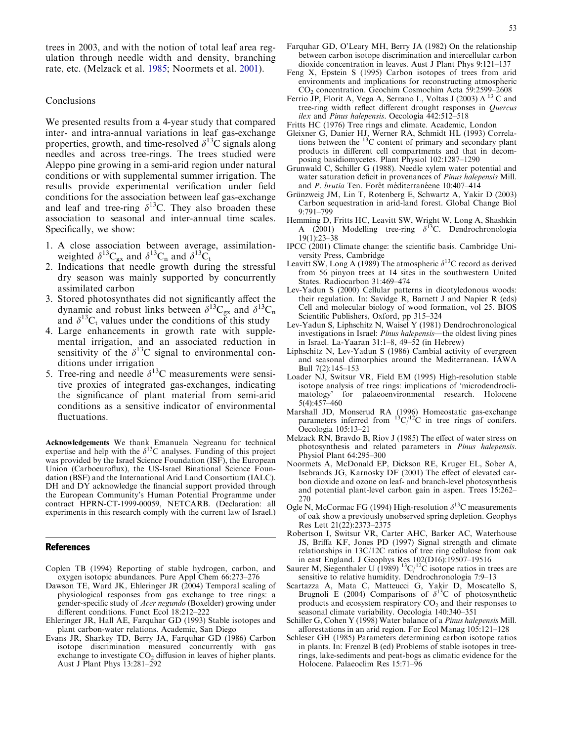trees in 2003, and with the notion of total leaf area regulation through needle width and density, branching rate, etc. (Melzack et al. 1985; Noormets et al. 2001).

## Conclusions

We presented results from a 4-year study that compared inter- and intra-annual variations in leaf gas-exchange properties, growth, and time-resolved $\delta^{13}$C signals along needles and across tree-rings. The trees studied were Aleppo pine growing in a semi-arid region under natural conditions or with supplemental summer irrigation. The results provide experimental verification under field conditions for the association between leaf gas-exchange and leaf and tree-ring $\delta^{13}$C. They also broaden these association to seasonal and inter-annual time scales. Specifically, we show:

1. A close association between average, assimilation-weighted $\delta^{13}C_{gx}$ and $\delta^{13}C_n$ and $\delta^{13}C_t$
2. Indications that needle growth during the stressful dry season was mainly supported by concurrently assimilated carbon
3. Stored photosynthates did not significantly affect the dynamic and robust links between $\delta^{13}C_{gx}$ and $\delta^{13}C_n$ and $\delta^{13}C_t$ values under the conditions of this study
4. Large enhancements in growth rate with supplemental irrigation, and an associated reduction in sensitivity of the $\delta^{13}$C signal to environmental conditions under irrigation
5. Tree-ring and needle $\delta^{13}$C measurements were sensitive proxies of integrated gas-exchanges, indicating the significance of plant material from semi-arid conditions as a sensitive indicator of environmental fluctuations.

**Acknowledgements** We thank Emanuela Negreanu for technical expertise and help with the $\delta^{13}$C analyses. Funding of this project was provided by the Israel Science Foundation (ISF), the European Union (Carboeuroflux), the US-Israel Binational Science Foundation (BSF) and the International Arid Land Consortium (IALC). DH and DY acknowledge the financial support provided through the European Community's Human Potential Programme under contract HPRN-CT-1999-00059, NETCARB. (Declaration: all experiments in this research comply with the current law of Israel.)

## References

Coplen TB (1994) Reporting of stable hydrogen, carbon, and oxygen isotopic abundances. Pure Appl Chem 66:273–276

Dawson TE, Ward JK, Ehleringer JR (2004) Temporal scaling of physiological responses from gas exchange to tree rings: a gender-specific study of *Acer negundo* (Boxelder) growing under different conditions. Funct Ecol 18:212–222

Ehleringer JR, Hall AE, Farquhar GD (1993) Stable isotopes and plant carbon-water relations. Academic, San Diego

Evans JR, Sharkey TD, Berry JA, Farquhar GD (1986) Carbon isotope discrimination measured concurrently with gas exchange to investigate $CO_2$ diffusion in leaves of higher plants. Aust J Plant Phys 13:281–292

Farquhar GD, O'Leary MH, Berry JA (1982) On the relationship between carbon isotope discrimination and intercellular carbon dioxide concentration in leaves. Aust J Plant Phys 9:121–137

Feng X, Epstein S (1995) Carbon isotopes of trees from arid environments and implications for reconstructing atmospheric $CO_2$ concentration. Geochim Cosmochim Acta 59:2599–2608

Ferrio JP, Florit A, Vega A, Serrano L, Voltas J (2003) $\Delta$ $^{13}$C and tree-ring width reflect different drought responses in *Quercus ilex* and *Pinus halepensis*. Oecologia 442:512–518

Fritts HC (1976) Tree rings and climate. Academic, London

Gleixner G, Danier HJ, Werner RA, Schmidt HL (1993) Correlations between the $^{13}$C content of primary and secondary plant products in different cell compartments and that in decomposing basidiomycetes. Plant Physiol 102:1287–1290

Grunwald C, Schiller G (1988). Needle xylem water potential and water saturation deficit in provenances of *Pinus halepensis* Mill. and *P. brutia* Ten. Forêt méditerranéene 10:407–414

Grünzweig JM, Lin T, Rotenberg E, Schwartz A, Yakir D (2003) Carbon sequestration in arid-land forest. Global Change Biol 9:791–799

Hemming D, Fritts HC, Leavitt SW, Wright W, Long A, Shashkin A (2001) Modelling tree-ring $\delta^{13}$C. Dendrochronologia 19(1):23–38

IPCC (2001) Climate change: the scientific basis. Cambridge University Press, Cambridge

Leavitt SW, Long A (1989) The atmospheric $\delta^{13}$C record as derived from 56 pinyon trees at 14 sites in the southwestern United States. Radiocarbon 31:469–474

Lev-Yadun S (2000) Cellular patterns in dicotyledonous woods: their regulation. In: Savidge R, Barnett J and Napier R (eds) Cell and molecular biology of wood formation, vol 25. BIOS Scientific Publishers, Oxford, pp 315–324

Lev-Yadun S, Liphschitz N, Waisel Y (1981) Dendrochronological investigations in Israel: *Pinus halepensis*—the oldest living pines in Israel. La-Yaaran 31:1–8, 49–52 (in Hebrew)

Liphschitz N, Lev-Yadun S (1986) Cambial activity of evergreen and seasonal dimorphics around the Mediterranean. IAWA Bull 7(2):145–153

Loader NJ, Switsur VR, Field EM (1995) High-resolution stable isotope analysis of tree rings: implications of 'microdendroclimatology' for palaeoenvironmental research. Holocene 5(4):457–460

Marshall JD, Monserud RA (1996) Homeostatic gas-exchange parameters inferred from $^{13}$C/$^{12}$C in tree rings of conifers. Oecologia 105:13–21

Melzack RN, Bravdo B, Riov J (1985) The effect of water stress on photosynthesis and related parameters in *Pinus halepensis*. Physiol Plant 64:295–300

Noormets A, McDonald EP, Dickson RE, Kruger EL, Sober A, Isebrands JG, Karnosky DF (2001) The effect of elevated carbon dioxide and ozone on leaf- and branch-level photosynthesis and potential plant-level carbon gain in aspen. Trees 15:262–270

Ogle N, McCormac FG (1994) High-resolution $\delta^{13}$C measurements of oak show a previously unobserved spring depletion. Geophys Res Lett 21(22):2373–2375

Robertson I, Switsur VR, Carter AHC, Barker AC, Waterhouse JS, Briffa KF, Jones PD (1997) Signal strength and climate relationships in 13C/12C ratios of tree ring cellulose from oak in east England. J Geophys Res 102(D16):19507–19516

Saurer M, Siegenthaler U (1989) $^{13}$C/$^{12}$C isotope ratios in trees are sensitive to relative humidity. Dendrochronologia 7:9–13

Scartazza A, Mata C, Matteucci G, Yakir D, Moscatello S, Brugnoli E (2004) Comparisons of $\delta^{13}$C of photosynthetic products and ecosystem respiratory $CO_2$ and their responses to seasonal climate variability. Oecologia 140:340–351

Schiller G, Cohen Y (1998) Water balance of a *Pinus halepensis* Mill. afforestations in an arid region. For Ecol Manag 105:121–128

Schleser GH (1985) Parameters determining carbon isotope ratios in plants. In: Frenzel B (ed) Problems of stable isotopes in tree-rings, lake-sediments and peat-bogs as climatic evidence for the Holocene. Palaeoclim Res 15:71–96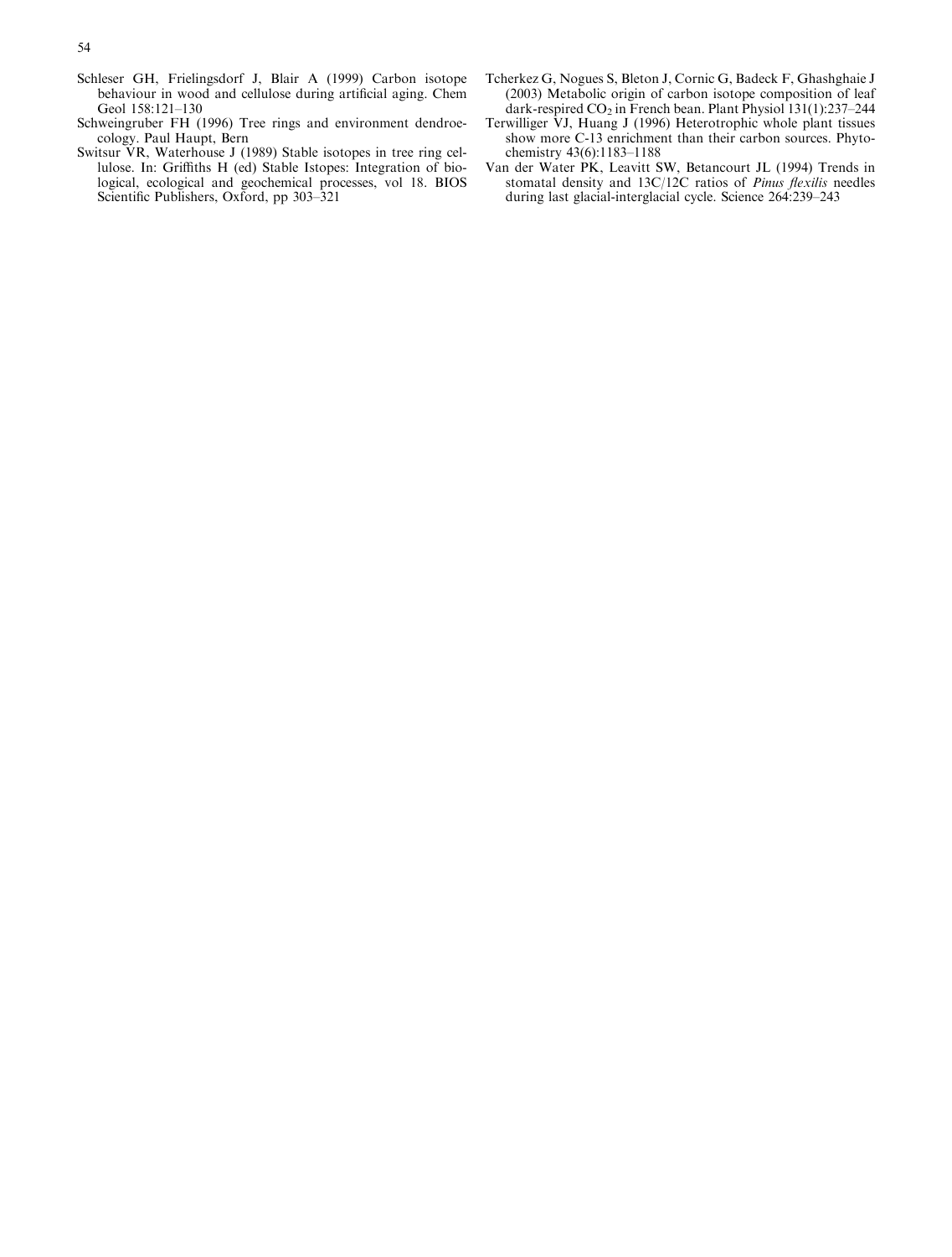Schleser GH, Frielingsdorf J, Blair A (1999) Carbon isotope behaviour in wood and cellulose during artificial aging. Chem Geol 158:121–130

Schweingruber FH (1996) Tree rings and environment dendroecology. Paul Haupt, Bern

Switsur VR, Waterhouse J (1989) Stable isotopes in tree ring cellulose. In: Griffiths H (ed) Stable Istopes: Integration of biological, ecological and geochemical processes, vol 18. BIOS Scientific Publishers, Oxford, pp 303–321

Tcherkez G, Nogues S, Bleton J, Cornic G, Badeck F, Ghashghaie J (2003) Metabolic origin of carbon isotope composition of leaf dark-respired $CO_2$ in French bean. Plant Physiol 131(1):237–244

Terwilliger VJ, Huang J (1996) Heterotrophic whole plant tissues show more C-13 enrichment than their carbon sources. Phytochemistry 43(6):1183–1188

Van der Water PK, Leavitt SW, Betancourt JL (1994) Trends in stomatal density and 13C/12C ratios of *Pinus flexilis* needles during last glacial-interglacial cycle. Science 264:239–243